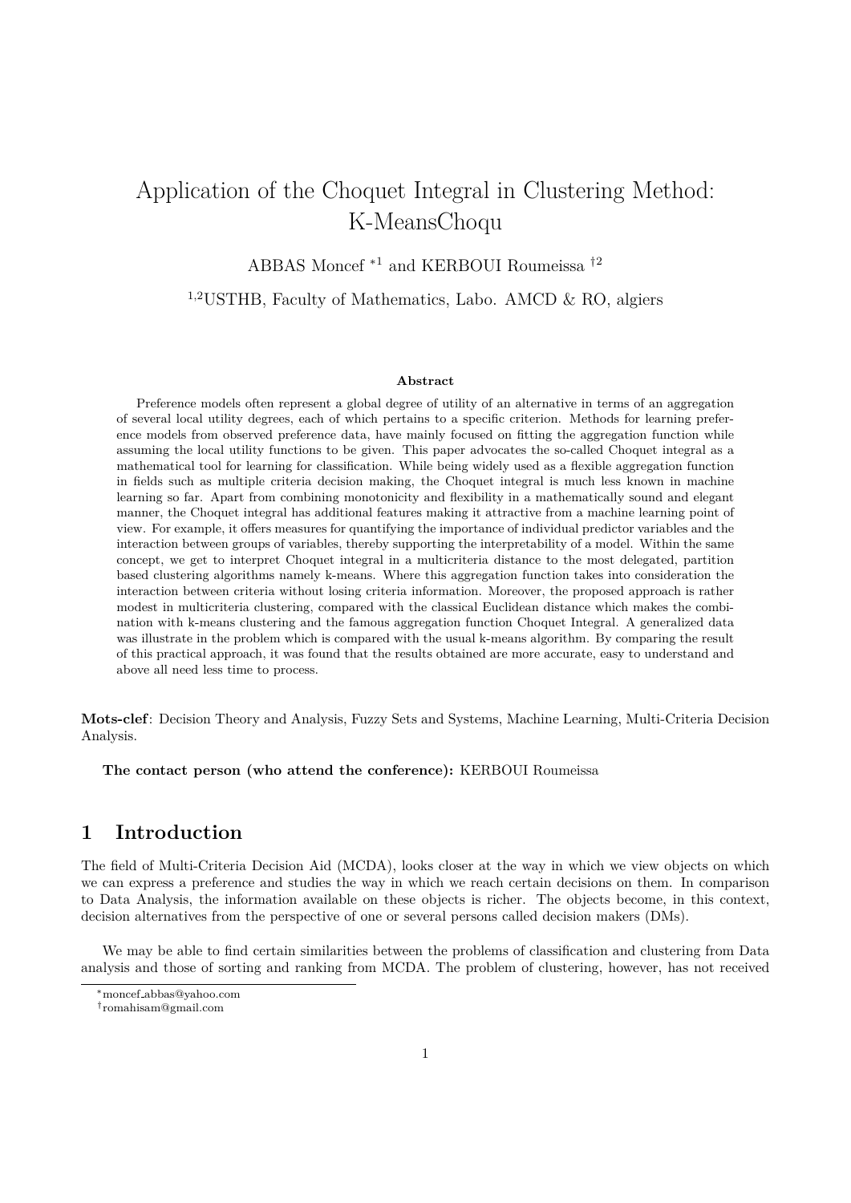# Application of the Choquet Integral in Clustering Method: K-MeansChoqu

ABBAS Moncef [*1] and KERBOUI Roumeissa [†2]

[1,2]USTHB, Faculty of Mathematics, Labo. AMCD & RO, algiers

**Abstract**

Preference models often represent a global degree of utility of an alternative in terms of an aggregation of several local utility degrees, each of which pertains to a specific criterion. Methods for learning preference models from observed preference data, have mainly focused on fitting the aggregation function while assuming the local utility functions to be given. This paper advocates the so-called Choquet integral as a mathematical tool for learning for classification. While being widely used as a flexible aggregation function in fields such as multiple criteria decision making, the Choquet integral is much less known in machine learning so far. Apart from combining monotonicity and flexibility in a mathematically sound and elegant manner, the Choquet integral has additional features making it attractive from a machine learning point of view. For example, it offers measures for quantifying the importance of individual predictor variables and the interaction between groups of variables, thereby supporting the interpretability of a model. Within the same concept, we get to interpret Choquet integral in a multicriteria distance to the most delegated, partition based clustering algorithms namely k-means. Where this aggregation function takes into consideration the interaction between criteria without losing criteria information. Moreover, the proposed approach is rather modest in multicriteria clustering, compared with the classical Euclidean distance which makes the combination with k-means clustering and the famous aggregation function Choquet Integral. A generalized data was illustrate in the problem which is compared with the usual k-means algorithm. By comparing the result of this practical approach, it was found that the results obtained are more accurate, easy to understand and above all need less time to process.

**Mots-clef**: Decision Theory and Analysis, Fuzzy Sets and Systems, Machine Learning, Multi-Criteria Decision Analysis.

**The contact person (who attend the conference):** KERBOUI Roumeissa

## 1 Introduction

The field of Multi-Criteria Decision Aid (MCDA), looks closer at the way in which we view objects on which we can express a preference and studies the way in which we reach certain decisions on them. In comparison to Data Analysis, the information available on these objects is richer. The objects become, in this context, decision alternatives from the perspective of one or several persons called decision makers (DMs).

We may be able to find certain similarities between the problems of classification and clustering from Data analysis and those of sorting and ranking from MCDA. The problem of clustering, however, has not received

---

[*] moncef_abbas@yahoo.com

[†] romahisam@gmail.com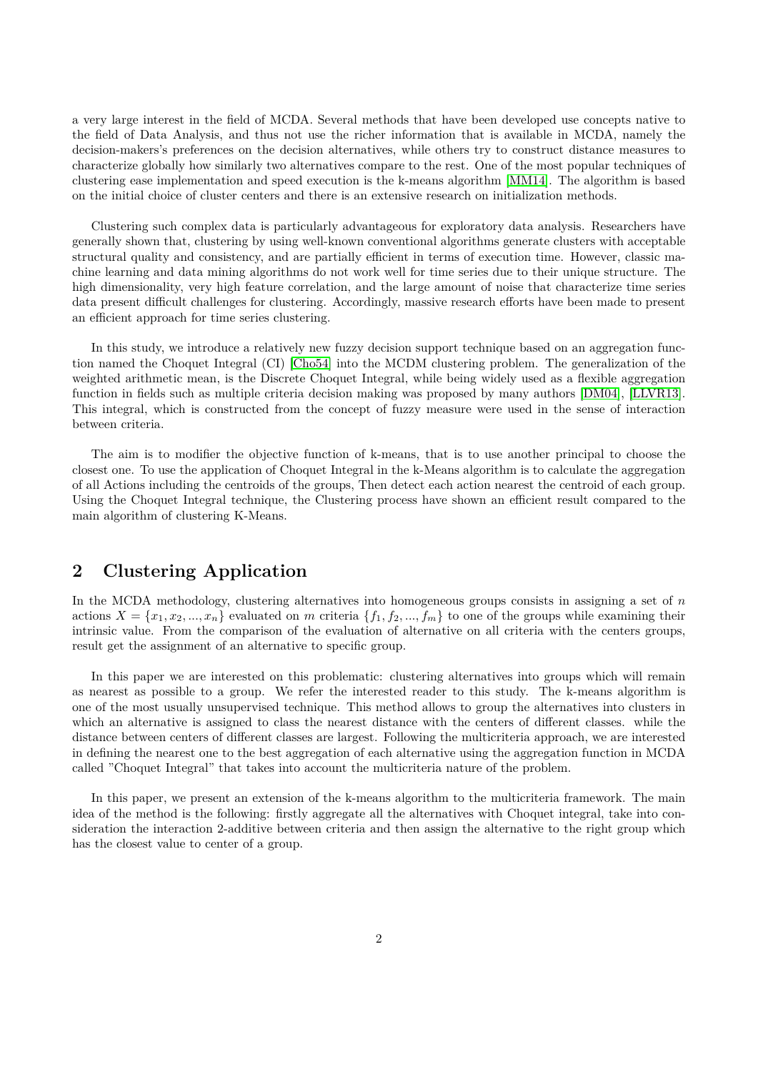a very large interest in the field of MCDA. Several methods that have been developed use concepts native to the field of Data Analysis, and thus not use the richer information that is available in MCDA, namely the decision-makers's preferences on the decision alternatives, while others try to construct distance measures to characterize globally how similarly two alternatives compare to the rest. One of the most popular techniques of clustering ease implementation and speed execution is the k-means algorithm [MM14]. The algorithm is based on the initial choice of cluster centers and there is an extensive research on initialization methods.

Clustering such complex data is particularly advantageous for exploratory data analysis. Researchers have generally shown that, clustering by using well-known conventional algorithms generate clusters with acceptable structural quality and consistency, and are partially efficient in terms of execution time. However, classic machine learning and data mining algorithms do not work well for time series due to their unique structure. The high dimensionality, very high feature correlation, and the large amount of noise that characterize time series data present difficult challenges for clustering. Accordingly, massive research efforts have been made to present an efficient approach for time series clustering.

In this study, we introduce a relatively new fuzzy decision support technique based on an aggregation function named the Choquet Integral (CI) [Cho54] into the MCDM clustering problem. The generalization of the weighted arithmetic mean, is the Discrete Choquet Integral, while being widely used as a flexible aggregation function in fields such as multiple criteria decision making was proposed by many authors [DM04], [LLVR13]. This integral, which is constructed from the concept of fuzzy measure were used in the sense of interaction between criteria.

The aim is to modifier the objective function of k-means, that is to use another principal to choose the closest one. To use the application of Choquet Integral in the k-Means algorithm is to calculate the aggregation of all Actions including the centroids of the groups, Then detect each action nearest the centroid of each group. Using the Choquet Integral technique, the Clustering process have shown an efficient result compared to the main algorithm of clustering K-Means.

## 2 Clustering Application

In the MCDA methodology, clustering alternatives into homogeneous groups consists in assigning a set of $n$ actions $X = \{x_1, x_2, ..., x_n\}$ evaluated on $m$ criteria $\{f_1, f_2, ..., f_m\}$ to one of the groups while examining their intrinsic value. From the comparison of the evaluation of alternative on all criteria with the centers groups, result get the assignment of an alternative to specific group.

In this paper we are interested on this problematic: clustering alternatives into groups which will remain as nearest as possible to a group. We refer the interested reader to this study. The k-means algorithm is one of the most usually unsupervised technique. This method allows to group the alternatives into clusters in which an alternative is assigned to class the nearest distance with the centers of different classes. while the distance between centers of different classes are largest. Following the multicriteria approach, we are interested in defining the nearest one to the best aggregation of each alternative using the aggregation function in MCDA called "Choquet Integral" that takes into account the multicriteria nature of the problem.

In this paper, we present an extension of the k-means algorithm to the multicriteria framework. The main idea of the method is the following: firstly aggregate all the alternatives with Choquet integral, take into consideration the interaction 2-additive between criteria and then assign the alternative to the right group which has the closest value to center of a group.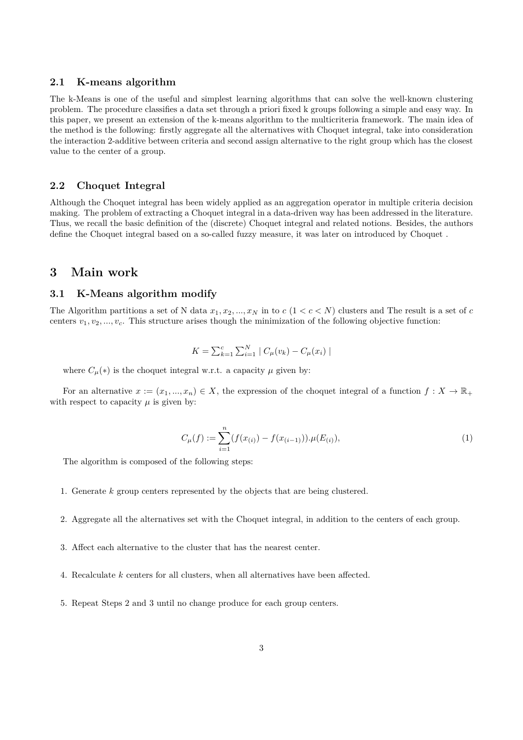### 2.1 K-means algorithm

The k-Means is one of the useful and simplest learning algorithms that can solve the well-known clustering problem. The procedure classifies a data set through a priori fixed k groups following a simple and easy way. In this paper, we present an extension of the k-means algorithm to the multicriteria framework. The main idea of the method is the following: firstly aggregate all the alternatives with Choquet integral, take into consideration the interaction 2-additive between criteria and second assign alternative to the right group which has the closest value to the center of a group.

### 2.2 Choquet Integral

Although the Choquet integral has been widely applied as an aggregation operator in multiple criteria decision making. The problem of extracting a Choquet integral in a data-driven way has been addressed in the literature. Thus, we recall the basic definition of the (discrete) Choquet integral and related notions. Besides, the authors define the Choquet integral based on a so-called fuzzy measure, it was later on introduced by Choquet .

## 3 Main work

### 3.1 K-Means algorithm modify

The Algorithm partitions a set of N data $x_1, x_2, ..., x_N$ in to $c$ $(1 < c < N)$ clusters and The result is a set of $c$ centers $v_1, v_2, ..., v_c$. This structure arises though the minimization of the following objective function:

$$K = \sum_{k=1}^{c} \sum_{i=1}^{N} \mid C_\mu(v_k) - C_\mu(x_i) \mid$$

where $C_\mu(*)$ is the choquet integral w.r.t. a capacity $\mu$ given by:

For an alternative $x := (x_1, ..., x_n) \in X$, the expression of the choquet integral of a function $f : X \to \mathbb{R}_+$ with respect to capacity $\mu$ is given by:

$$C_\mu(f) := \sum_{i=1}^{n} (f(x_{(i)}) - f(x_{(i-1)})).\mu(E_{(i)}), \tag{1}$$

The algorithm is composed of the following steps:

1. Generate $k$ group centers represented by the objects that are being clustered.
2. Aggregate all the alternatives set with the Choquet integral, in addition to the centers of each group.
3. Affect each alternative to the cluster that has the nearest center.
4. Recalculate $k$ centers for all clusters, when all alternatives have been affected.
5. Repeat Steps 2 and 3 until no change produce for each group centers.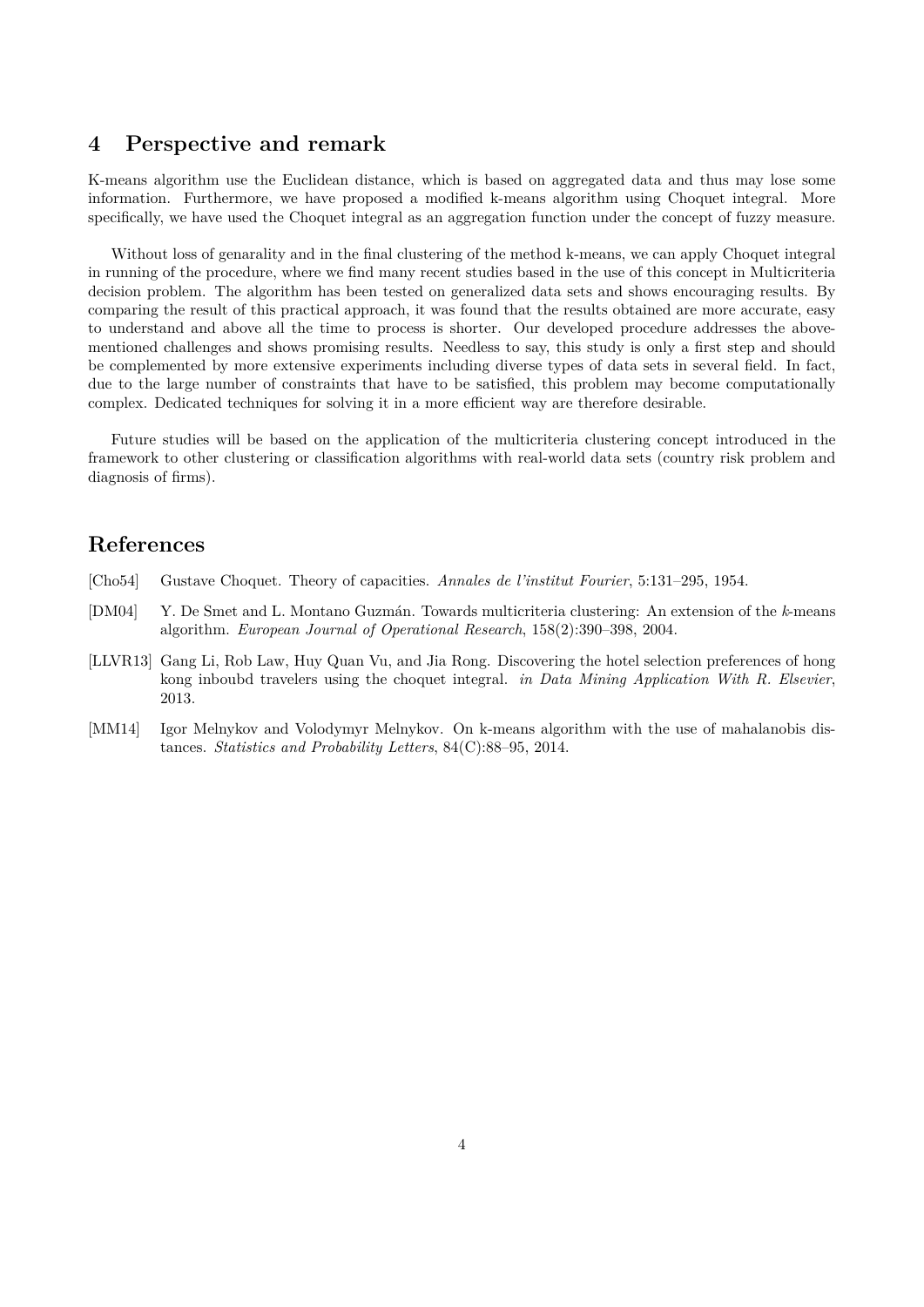## 4 Perspective and remark

K-means algorithm use the Euclidean distance, which is based on aggregated data and thus may lose some information. Furthermore, we have proposed a modified k-means algorithm using Choquet integral. More specifically, we have used the Choquet integral as an aggregation function under the concept of fuzzy measure.

Without loss of genarality and in the final clustering of the method k-means, we can apply Choquet integral in running of the procedure, where we find many recent studies based in the use of this concept in Multicriteria decision problem. The algorithm has been tested on generalized data sets and shows encouraging results. By comparing the result of this practical approach, it was found that the results obtained are more accurate, easy to understand and above all the time to process is shorter. Our developed procedure addresses the above-mentioned challenges and shows promising results. Needless to say, this study is only a first step and should be complemented by more extensive experiments including diverse types of data sets in several field. In fact, due to the large number of constraints that have to be satisfied, this problem may become computationally complex. Dedicated techniques for solving it in a more efficient way are therefore desirable.

Future studies will be based on the application of the multicriteria clustering concept introduced in the framework to other clustering or classification algorithms with real-world data sets (country risk problem and diagnosis of firms).

## References

[Cho54] Gustave Choquet. Theory of capacities. *Annales de l'institut Fourier*, 5:131–295, 1954.

[DM04] Y. De Smet and L. Montano Guzmán. Towards multicriteria clustering: An extension of the *k*-means algorithm. *European Journal of Operational Research*, 158(2):390–398, 2004.

[LLVR13] Gang Li, Rob Law, Huy Quan Vu, and Jia Rong. Discovering the hotel selection preferences of hong kong inboubd travelers using the choquet integral. *in Data Mining Application With R. Elsevier*, 2013.

[MM14] Igor Melnykov and Volodymyr Melnykov. On k-means algorithm with the use of mahalanobis distances. *Statistics and Probability Letters*, 84(C):88–95, 2014.